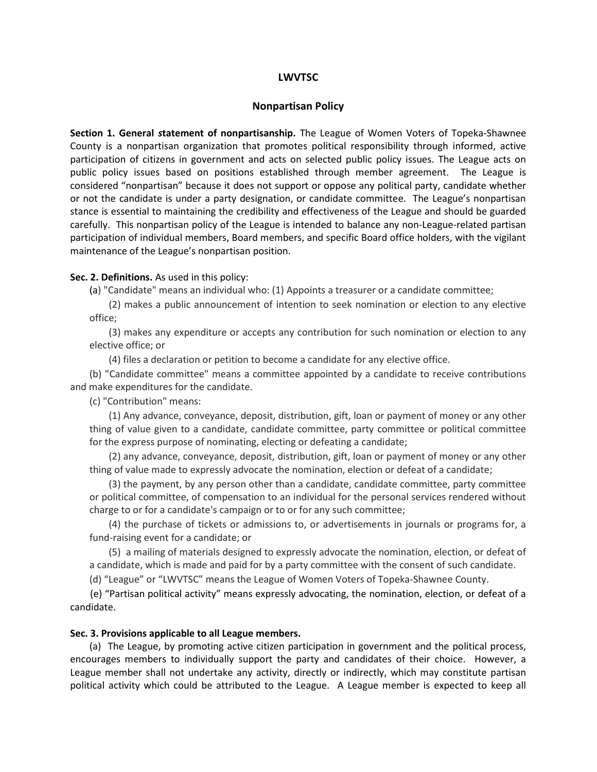# LWVTSC

## Nonpartisan Policy

**Section 1. General *s*tatement of nonpartisanship.** The League of Women Voters of Topeka-Shawnee County is a nonpartisan organization that promotes political responsibility through informed, active participation of citizens in government and acts on selected public policy issues. The League acts on public policy issues based on positions established through member agreement. The League is considered "nonpartisan" because it does not support or oppose any political party, candidate whether or not the candidate is under a party designation, or candidate committee. The League's nonpartisan stance is essential to maintaining the credibility and effectiveness of the League and should be guarded carefully. This nonpartisan policy of the League is intended to balance any non-League-related partisan participation of individual members, Board members, and specific Board office holders, with the vigilant maintenance of the League's nonpartisan position.

**Sec. 2. Definitions.** As used in this policy:

(a) "Candidate" means an individual who: (1) Appoints a treasurer or a candidate committee;

(2) makes a public announcement of intention to seek nomination or election to any elective office;

(3) makes any expenditure or accepts any contribution for such nomination or election to any elective office; or

(4) files a declaration or petition to become a candidate for any elective office.

(b) "Candidate committee" means a committee appointed by a candidate to receive contributions and make expenditures for the candidate.

(c) "Contribution" means:

(1) Any advance, conveyance, deposit, distribution, gift, loan or payment of money or any other thing of value given to a candidate, candidate committee, party committee or political committee for the express purpose of nominating, electing or defeating a candidate;

(2) any advance, conveyance, deposit, distribution, gift, loan or payment of money or any other thing of value made to expressly advocate the nomination, election or defeat of a candidate;

(3) the payment, by any person other than a candidate, candidate committee, party committee or political committee, of compensation to an individual for the personal services rendered without charge to or for a candidate's campaign or to or for any such committee;

(4) the purchase of tickets or admissions to, or advertisements in journals or programs for, a fund-raising event for a candidate; or

(5) a mailing of materials designed to expressly advocate the nomination, election, or defeat of a candidate, which is made and paid for by a party committee with the consent of such candidate.

(d) "League" or "LWVTSC" means the League of Women Voters of Topeka-Shawnee County.

(e) "Partisan political activity" means expressly advocating, the nomination, election, or defeat of a candidate.

**Sec. 3. Provisions applicable to all League members.**

(a) The League, by promoting active citizen participation in government and the political process, encourages members to individually support the party and candidates of their choice. However, a League member shall not undertake any activity, directly or indirectly, which may constitute partisan political activity which could be attributed to the League. A League member is expected to keep all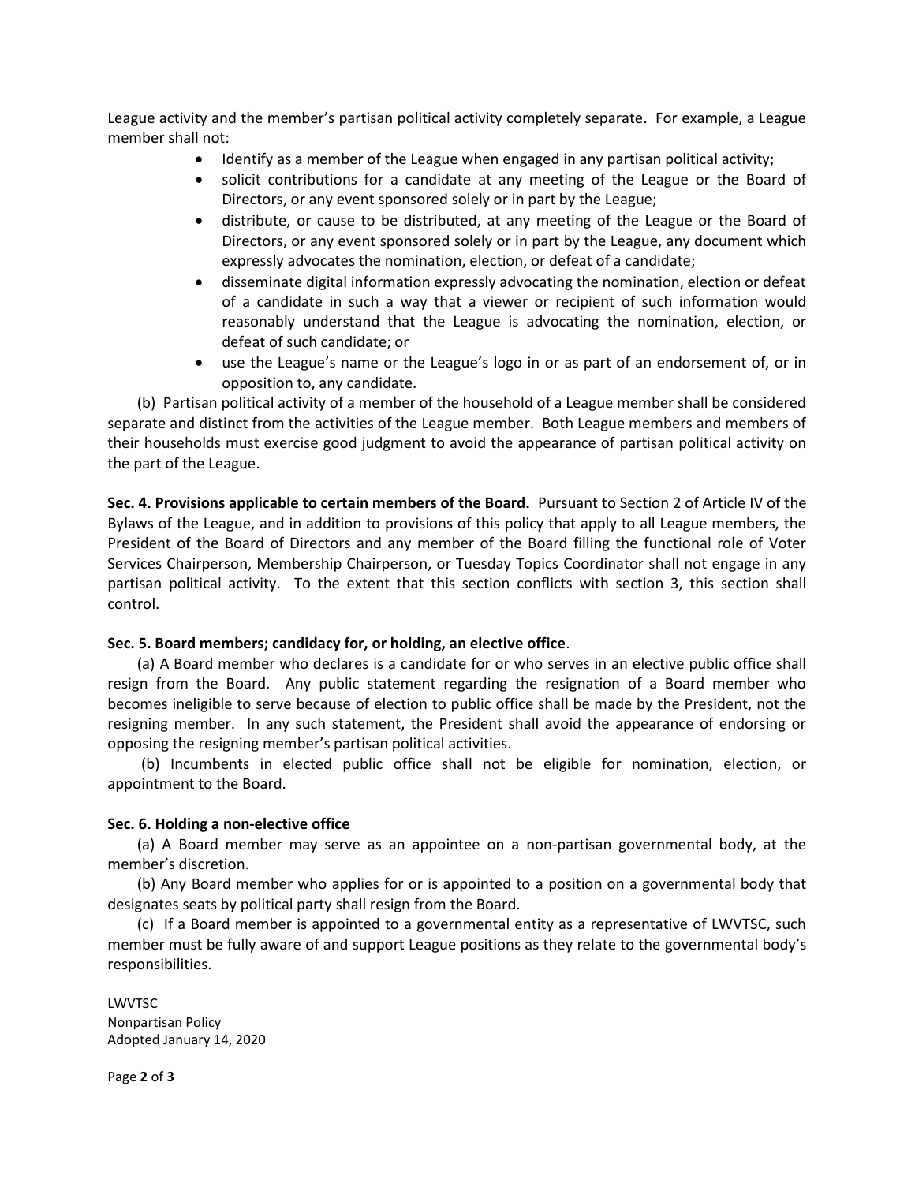League activity and the member's partisan political activity completely separate. For example, a League member shall not:

- Identify as a member of the League when engaged in any partisan political activity;
- solicit contributions for a candidate at any meeting of the League or the Board of Directors, or any event sponsored solely or in part by the League;
- distribute, or cause to be distributed, at any meeting of the League or the Board of Directors, or any event sponsored solely or in part by the League, any document which expressly advocates the nomination, election, or defeat of a candidate;
- disseminate digital information expressly advocating the nomination, election or defeat of a candidate in such a way that a viewer or recipient of such information would reasonably understand that the League is advocating the nomination, election, or defeat of such candidate; or
- use the League's name or the League's logo in or as part of an endorsement of, or in opposition to, any candidate.

(b) Partisan political activity of a member of the household of a League member shall be considered separate and distinct from the activities of the League member. Both League members and members of their households must exercise good judgment to avoid the appearance of partisan political activity on the part of the League.

**Sec. 4. Provisions applicable to certain members of the Board.** Pursuant to Section 2 of Article IV of the Bylaws of the League, and in addition to provisions of this policy that apply to all League members, the President of the Board of Directors and any member of the Board filling the functional role of Voter Services Chairperson, Membership Chairperson, or Tuesday Topics Coordinator shall not engage in any partisan political activity. To the extent that this section conflicts with section 3, this section shall control.

**Sec. 5. Board members; candidacy for, or holding, an elective office**.

(a) A Board member who declares is a candidate for or who serves in an elective public office shall resign from the Board. Any public statement regarding the resignation of a Board member who becomes ineligible to serve because of election to public office shall be made by the President, not the resigning member. In any such statement, the President shall avoid the appearance of endorsing or opposing the resigning member's partisan political activities.

(b) Incumbents in elected public office shall not be eligible for nomination, election, or appointment to the Board.

**Sec. 6. Holding a non-elective office**

(a) A Board member may serve as an appointee on a non-partisan governmental body, at the member's discretion.

(b) Any Board member who applies for or is appointed to a position on a governmental body that designates seats by political party shall resign from the Board.

(c) If a Board member is appointed to a governmental entity as a representative of LWVTSC, such member must be fully aware of and support League positions as they relate to the governmental body's responsibilities.

LWVTSC
Nonpartisan Policy
Adopted January 14, 2020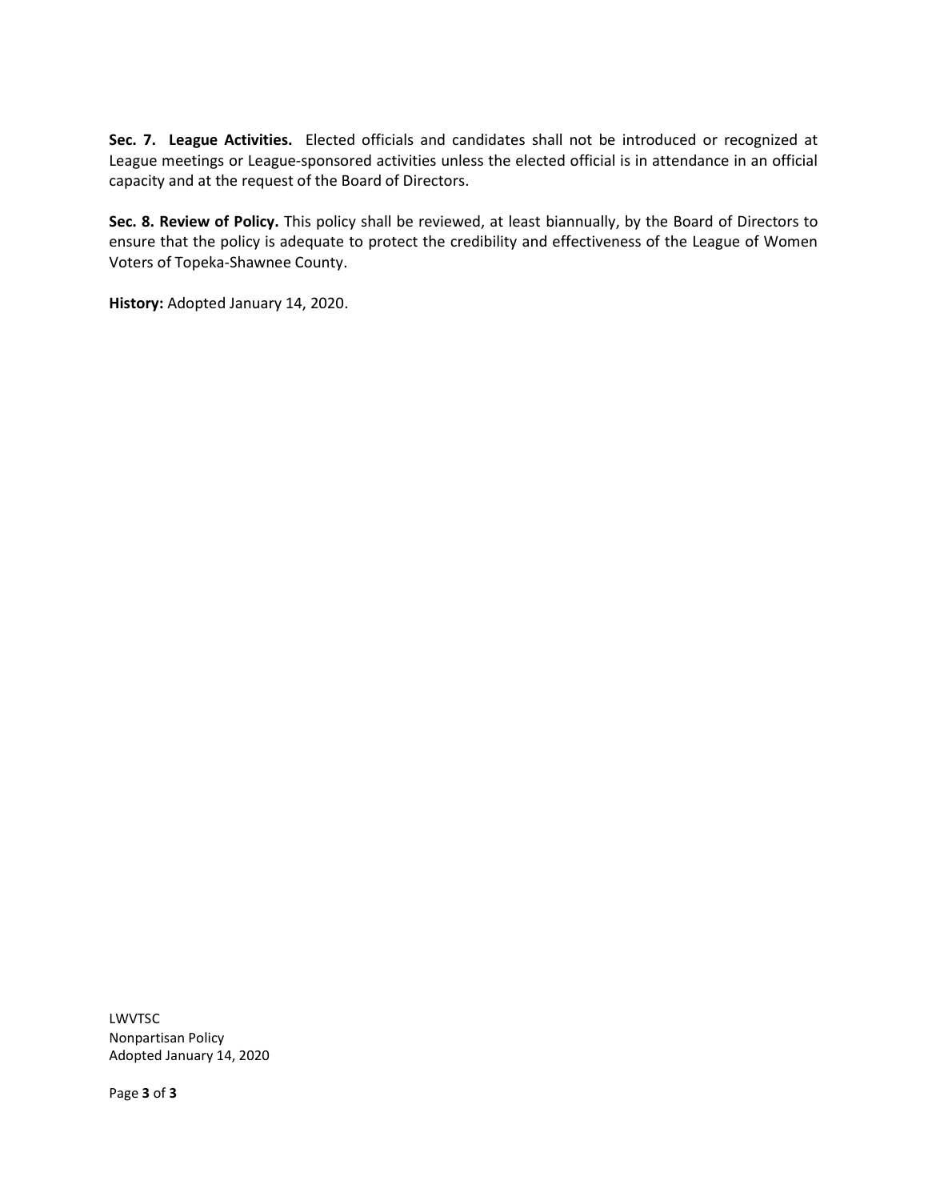**Sec. 7. League Activities.** Elected officials and candidates shall not be introduced or recognized at League meetings or League-sponsored activities unless the elected official is in attendance in an official capacity and at the request of the Board of Directors.

**Sec. 8. Review of Policy.** This policy shall be reviewed, at least biannually, by the Board of Directors to ensure that the policy is adequate to protect the credibility and effectiveness of the League of Women Voters of Topeka-Shawnee County.

**History:** Adopted January 14, 2020.